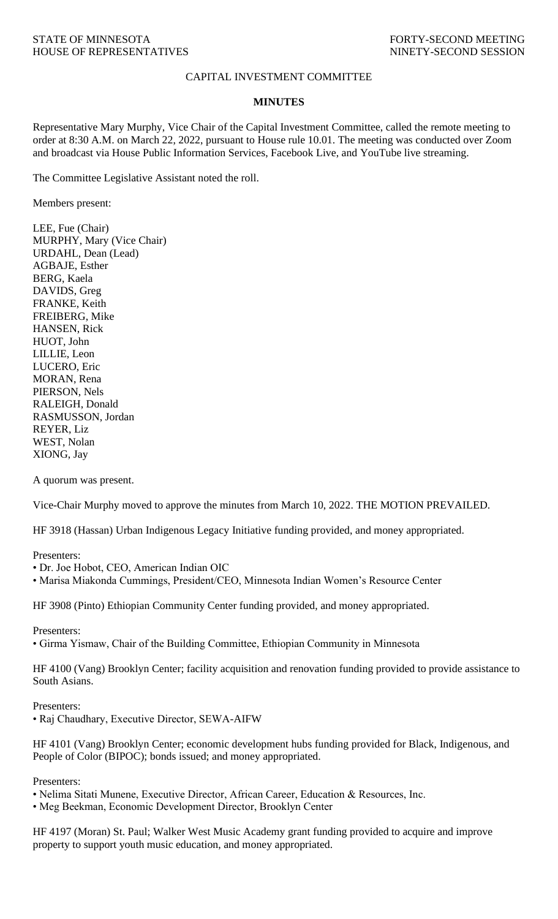STATE OF MINNESOTA
HOUSE OF REPRESENTATIVES

FORTY-SECOND MEETING
NINETY-SECOND SESSION

# CAPITAL INVESTMENT COMMITTEE

## MINUTES

Representative Mary Murphy, Vice Chair of the Capital Investment Committee, called the remote meeting to order at 8:30 A.M. on March 22, 2022, pursuant to House rule 10.01. The meeting was conducted over Zoom and broadcast via House Public Information Services, Facebook Live, and YouTube live streaming.

The Committee Legislative Assistant noted the roll.

Members present:

LEE, Fue (Chair)
MURPHY, Mary (Vice Chair)
URDAHL, Dean (Lead)
AGBAJE, Esther
BERG, Kaela
DAVIDS, Greg
FRANKE, Keith
FREIBERG, Mike
HANSEN, Rick
HUOT, John
LILLIE, Leon
LUCERO, Eric
MORAN, Rena
PIERSON, Nels
RALEIGH, Donald
RASMUSSON, Jordan
REYER, Liz
WEST, Nolan
XIONG, Jay

A quorum was present.

Vice-Chair Murphy moved to approve the minutes from March 10, 2022. THE MOTION PREVAILED.

HF 3918 (Hassan) Urban Indigenous Legacy Initiative funding provided, and money appropriated.

Presenters:
- Dr. Joe Hobot, CEO, American Indian OIC
- Marisa Miakonda Cummings, President/CEO, Minnesota Indian Women's Resource Center

HF 3908 (Pinto) Ethiopian Community Center funding provided, and money appropriated.

Presenters:
- Girma Yismaw, Chair of the Building Committee, Ethiopian Community in Minnesota

HF 4100 (Vang) Brooklyn Center; facility acquisition and renovation funding provided to provide assistance to South Asians.

Presenters:
- Raj Chaudhary, Executive Director, SEWA-AIFW

HF 4101 (Vang) Brooklyn Center; economic development hubs funding provided for Black, Indigenous, and People of Color (BIPOC); bonds issued; and money appropriated.

Presenters:
- Nelima Sitati Munene, Executive Director, African Career, Education & Resources, Inc.
- Meg Beekman, Economic Development Director, Brooklyn Center

HF 4197 (Moran) St. Paul; Walker West Music Academy grant funding provided to acquire and improve property to support youth music education, and money appropriated.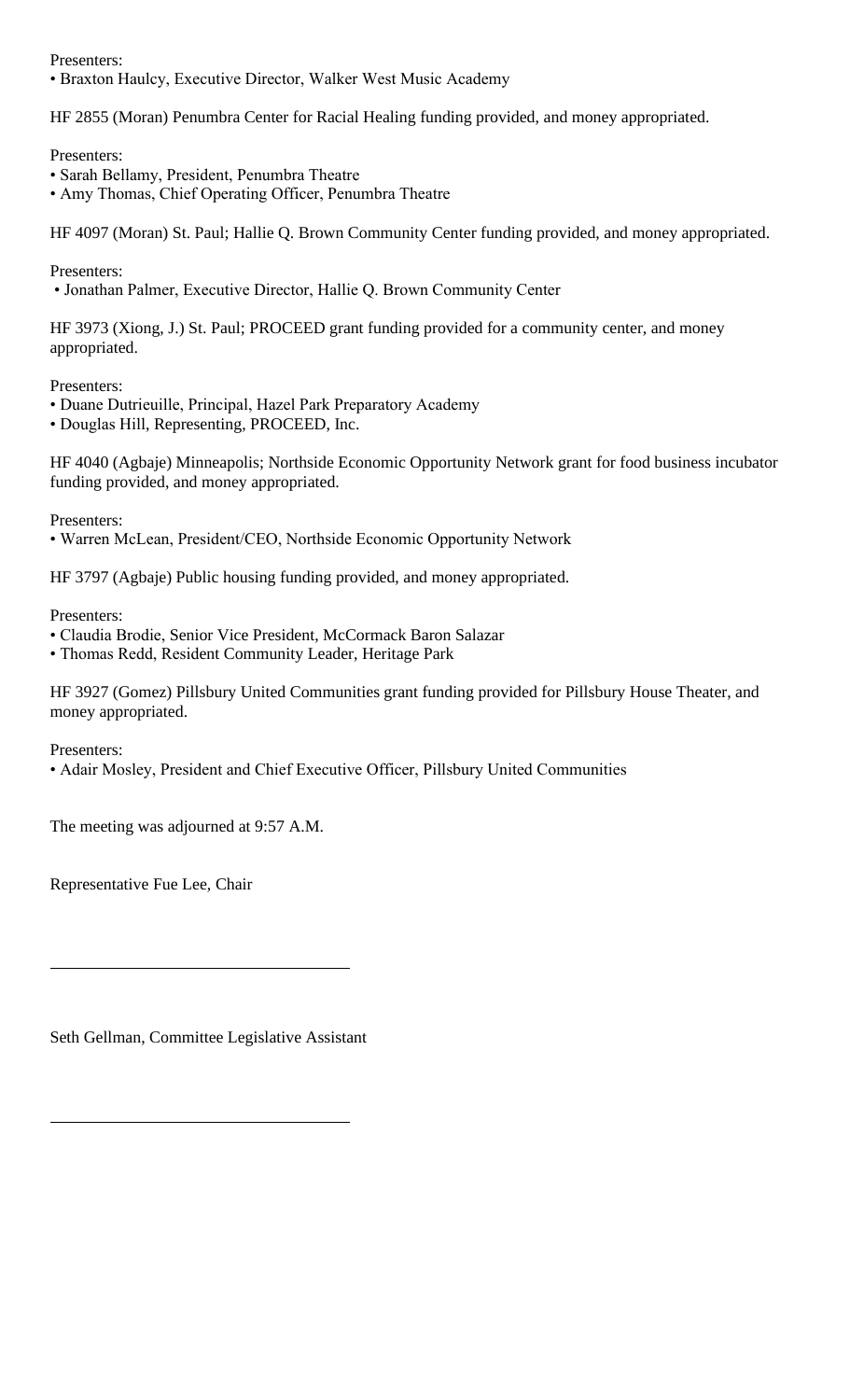Presenters:
- Braxton Haulcy, Executive Director, Walker West Music Academy

HF 2855 (Moran) Penumbra Center for Racial Healing funding provided, and money appropriated.

Presenters:
- Sarah Bellamy, President, Penumbra Theatre
- Amy Thomas, Chief Operating Officer, Penumbra Theatre

HF 4097 (Moran) St. Paul; Hallie Q. Brown Community Center funding provided, and money appropriated.

Presenters:
- Jonathan Palmer, Executive Director, Hallie Q. Brown Community Center

HF 3973 (Xiong, J.) St. Paul; PROCEED grant funding provided for a community center, and money appropriated.

Presenters:
- Duane Dutrieuille, Principal, Hazel Park Preparatory Academy
- Douglas Hill, Representing, PROCEED, Inc.

HF 4040 (Agbaje) Minneapolis; Northside Economic Opportunity Network grant for food business incubator funding provided, and money appropriated.

Presenters:
- Warren McLean, President/CEO, Northside Economic Opportunity Network

HF 3797 (Agbaje) Public housing funding provided, and money appropriated.

Presenters:
- Claudia Brodie, Senior Vice President, McCormack Baron Salazar
- Thomas Redd, Resident Community Leader, Heritage Park

HF 3927 (Gomez) Pillsbury United Communities grant funding provided for Pillsbury House Theater, and money appropriated.

Presenters:
- Adair Mosley, President and Chief Executive Officer, Pillsbury United Communities

The meeting was adjourned at 9:57 A.M.

Representative Fue Lee, Chair

---

Seth Gellman, Committee Legislative Assistant

---